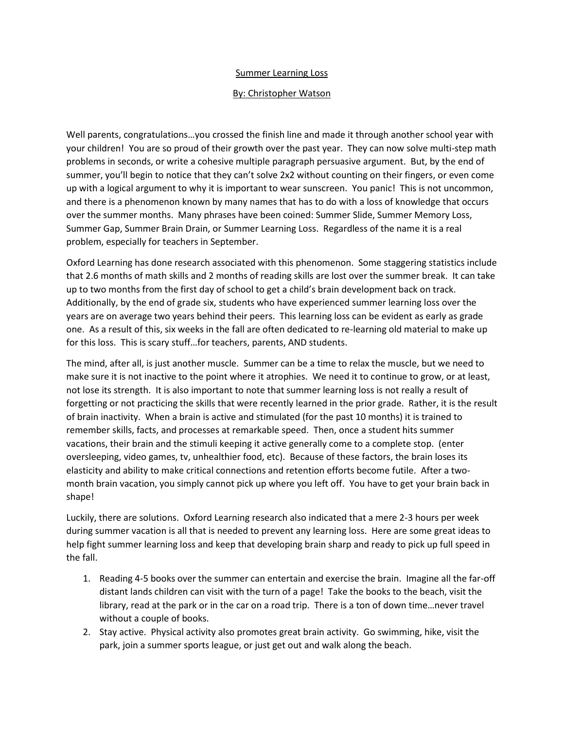# Summer Learning Loss

## By: Christopher Watson

Well parents, congratulations…you crossed the finish line and made it through another school year with your children! You are so proud of their growth over the past year. They can now solve multi-step math problems in seconds, or write a cohesive multiple paragraph persuasive argument. But, by the end of summer, you'll begin to notice that they can't solve 2x2 without counting on their fingers, or even come up with a logical argument to why it is important to wear sunscreen. You panic! This is not uncommon, and there is a phenomenon known by many names that has to do with a loss of knowledge that occurs over the summer months. Many phrases have been coined: Summer Slide, Summer Memory Loss, Summer Gap, Summer Brain Drain, or Summer Learning Loss. Regardless of the name it is a real problem, especially for teachers in September.

Oxford Learning has done research associated with this phenomenon. Some staggering statistics include that 2.6 months of math skills and 2 months of reading skills are lost over the summer break. It can take up to two months from the first day of school to get a child's brain development back on track. Additionally, by the end of grade six, students who have experienced summer learning loss over the years are on average two years behind their peers. This learning loss can be evident as early as grade one. As a result of this, six weeks in the fall are often dedicated to re-learning old material to make up for this loss. This is scary stuff…for teachers, parents, AND students.

The mind, after all, is just another muscle. Summer can be a time to relax the muscle, but we need to make sure it is not inactive to the point where it atrophies. We need it to continue to grow, or at least, not lose its strength. It is also important to note that summer learning loss is not really a result of forgetting or not practicing the skills that were recently learned in the prior grade. Rather, it is the result of brain inactivity. When a brain is active and stimulated (for the past 10 months) it is trained to remember skills, facts, and processes at remarkable speed. Then, once a student hits summer vacations, their brain and the stimuli keeping it active generally come to a complete stop. (enter oversleeping, video games, tv, unhealthier food, etc). Because of these factors, the brain loses its elasticity and ability to make critical connections and retention efforts become futile. After a two-month brain vacation, you simply cannot pick up where you left off. You have to get your brain back in shape!

Luckily, there are solutions. Oxford Learning research also indicated that a mere 2-3 hours per week during summer vacation is all that is needed to prevent any learning loss. Here are some great ideas to help fight summer learning loss and keep that developing brain sharp and ready to pick up full speed in the fall.

1. Reading 4-5 books over the summer can entertain and exercise the brain. Imagine all the far-off distant lands children can visit with the turn of a page! Take the books to the beach, visit the library, read at the park or in the car on a road trip. There is a ton of down time…never travel without a couple of books.
2. Stay active. Physical activity also promotes great brain activity. Go swimming, hike, visit the park, join a summer sports league, or just get out and walk along the beach.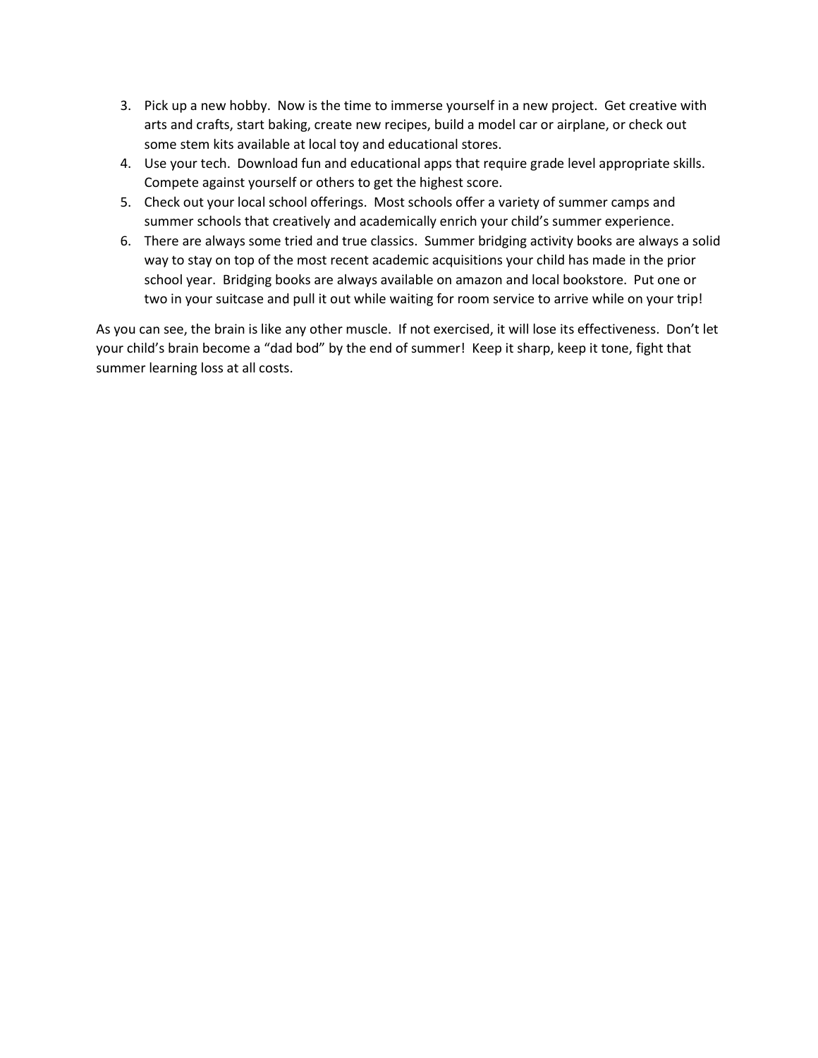3. Pick up a new hobby. Now is the time to immerse yourself in a new project. Get creative with arts and crafts, start baking, create new recipes, build a model car or airplane, or check out some stem kits available at local toy and educational stores.
4. Use your tech. Download fun and educational apps that require grade level appropriate skills. Compete against yourself or others to get the highest score.
5. Check out your local school offerings. Most schools offer a variety of summer camps and summer schools that creatively and academically enrich your child's summer experience.
6. There are always some tried and true classics. Summer bridging activity books are always a solid way to stay on top of the most recent academic acquisitions your child has made in the prior school year. Bridging books are always available on amazon and local bookstore. Put one or two in your suitcase and pull it out while waiting for room service to arrive while on your trip!

As you can see, the brain is like any other muscle. If not exercised, it will lose its effectiveness. Don't let your child's brain become a "dad bod" by the end of summer! Keep it sharp, keep it tone, fight that summer learning loss at all costs.